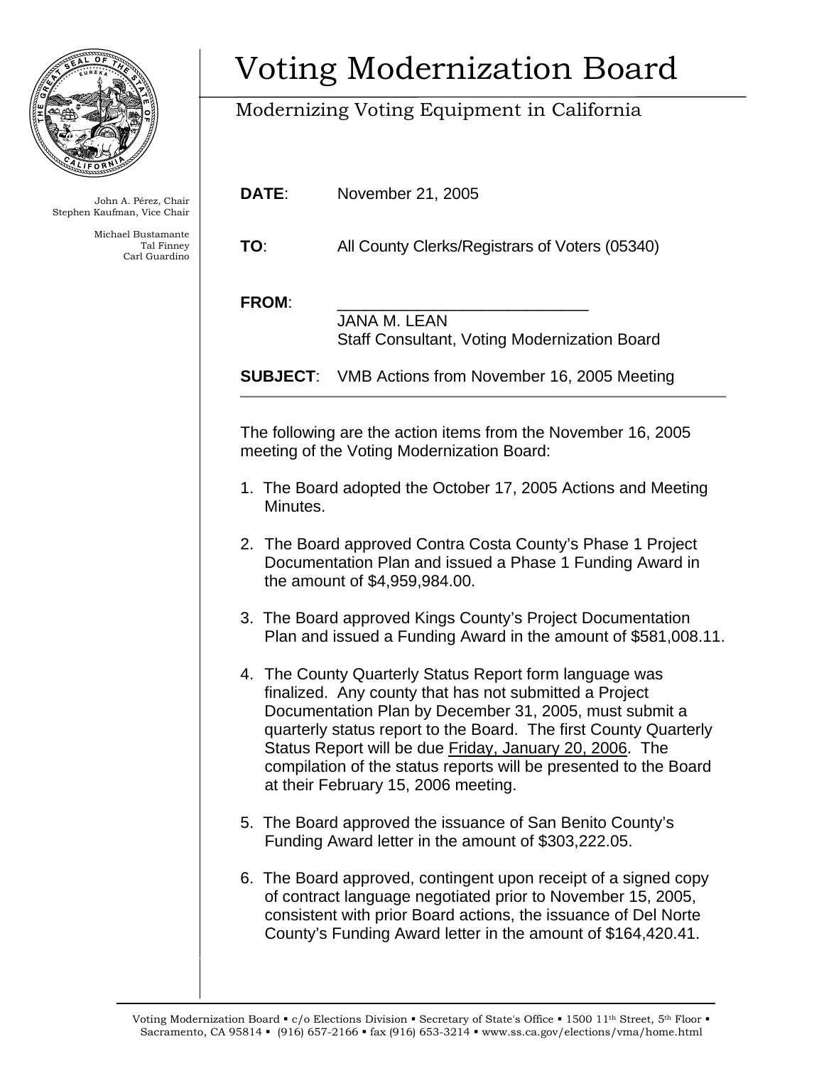# Voting Modernization Board

Modernizing Voting Equipment in California

John A. Pérez, Chair
Stephen Kaufman, Vice Chair

Michael Bustamante
Tal Finney
Carl Guardino

**DATE**: November 21, 2005

**TO**: All County Clerks/Registrars of Voters (05340)

**FROM**: \_\_\_\_\_\_\_\_\_\_\_\_\_\_\_\_\_\_\_\_\_\_\_\_\_\_\_\_\_\_
JANA M. LEAN
Staff Consultant, Voting Modernization Board

**SUBJECT**: VMB Actions from November 16, 2005 Meeting

---

The following are the action items from the November 16, 2005 meeting of the Voting Modernization Board:

1. The Board adopted the October 17, 2005 Actions and Meeting Minutes.

2. The Board approved Contra Costa County's Phase 1 Project Documentation Plan and issued a Phase 1 Funding Award in the amount of $4,959,984.00.

3. The Board approved Kings County's Project Documentation Plan and issued a Funding Award in the amount of $581,008.11.

4. The County Quarterly Status Report form language was finalized. Any county that has not submitted a Project Documentation Plan by December 31, 2005, must submit a quarterly status report to the Board. The first County Quarterly Status Report will be due <u>Friday, January 20, 2006</u>. The compilation of the status reports will be presented to the Board at their February 15, 2006 meeting.

5. The Board approved the issuance of San Benito County's Funding Award letter in the amount of $303,222.05.

6. The Board approved, contingent upon receipt of a signed copy of contract language negotiated prior to November 15, 2005, consistent with prior Board actions, the issuance of Del Norte County's Funding Award letter in the amount of $164,420.41.

Voting Modernization Board ▪ c/o Elections Division ▪ Secretary of State's Office ▪ 1500 11th Street, 5th Floor ▪ Sacramento, CA 95814 ▪ (916) 657-2166 ▪ fax (916) 653-3214 ▪ www.ss.ca.gov/elections/vma/home.html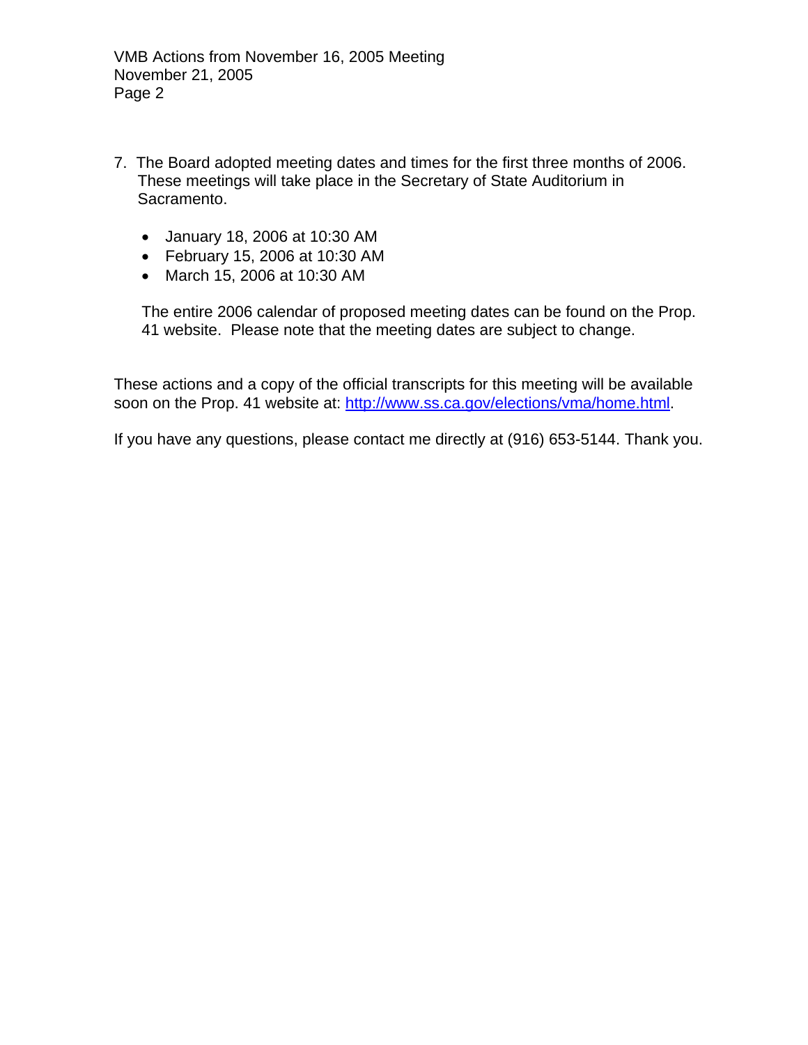7. The Board adopted meeting dates and times for the first three months of 2006. These meetings will take place in the Secretary of State Auditorium in Sacramento.

   - January 18, 2006 at 10:30 AM
   - February 15, 2006 at 10:30 AM
   - March 15, 2006 at 10:30 AM

   The entire 2006 calendar of proposed meeting dates can be found on the Prop. 41 website. Please note that the meeting dates are subject to change.

These actions and a copy of the official transcripts for this meeting will be available soon on the Prop. 41 website at: http://www.ss.ca.gov/elections/vma/home.html.

If you have any questions, please contact me directly at (916) 653-5144. Thank you.